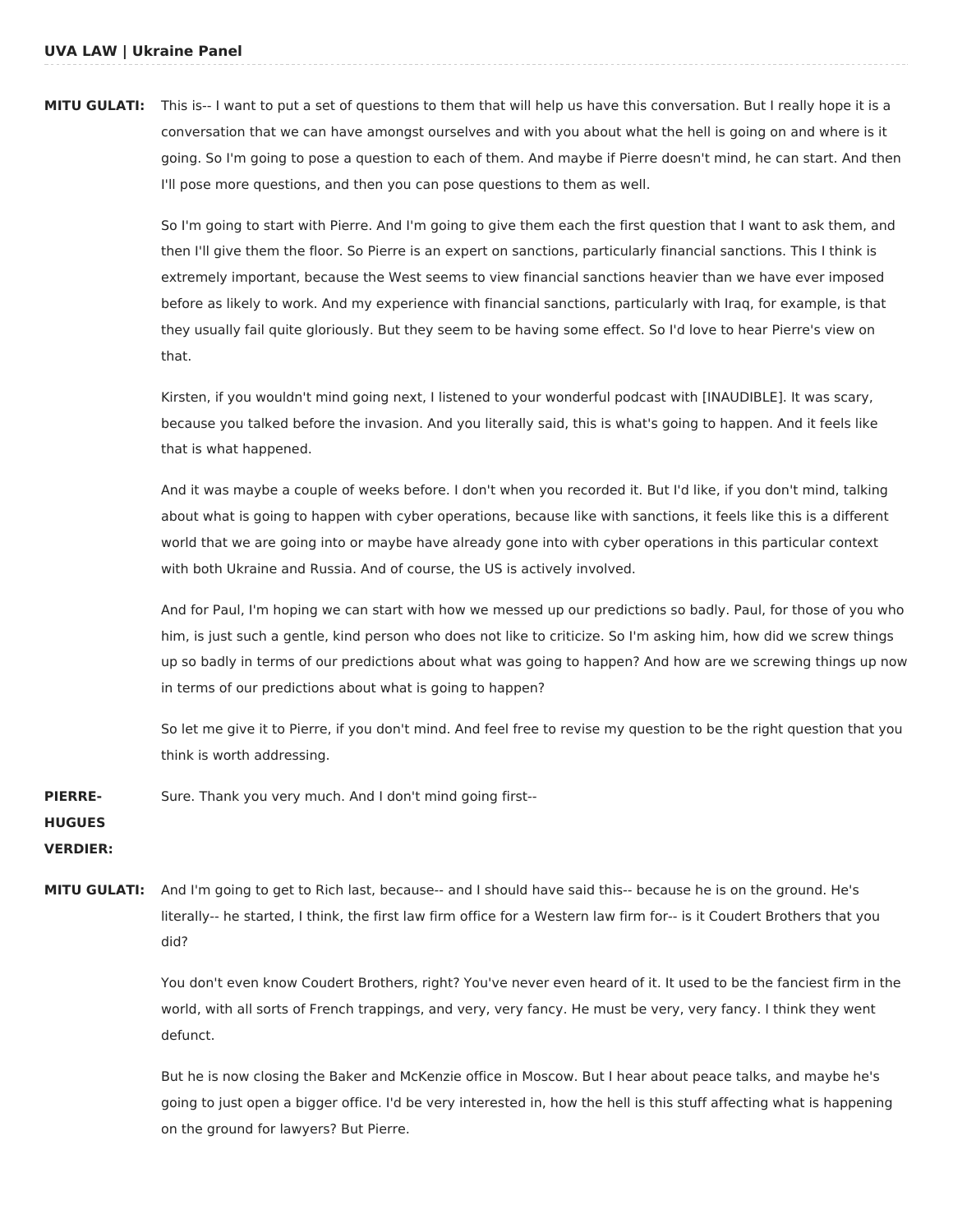**MITU GULATI:** This is-- I want to put a set of questions to them that will help us have this conversation. But I really hope it is a conversation that we can have amongst ourselves and with you about what the hell is going on and where is it going. So I'm going to pose a question to each of them. And maybe if Pierre doesn't mind, he can start. And then I'll pose more questions, and then you can pose questions to them as well.

So I'm going to start with Pierre. And I'm going to give them each the first question that I want to ask them, and then I'll give them the floor. So Pierre is an expert on sanctions, particularly financial sanctions. This I think is extremely important, because the West seems to view financial sanctions heavier than we have ever imposed before as likely to work. And my experience with financial sanctions, particularly with Iraq, for example, is that they usually fail quite gloriously. But they seem to be having some effect. So I'd love to hear Pierre's view on that.

Kirsten, if you wouldn't mind going next, I listened to your wonderful podcast with [INAUDIBLE]. It was scary, because you talked before the invasion. And you literally said, this is what's going to happen. And it feels like that is what happened.

And it was maybe a couple of weeks before. I don't when you recorded it. But I'd like, if you don't mind, talking about what is going to happen with cyber operations, because like with sanctions, it feels like this is a different world that we are going into or maybe have already gone into with cyber operations in this particular context with both Ukraine and Russia. And of course, the US is actively involved.

And for Paul, I'm hoping we can start with how we messed up our predictions so badly. Paul, for those of you who him, is just such a gentle, kind person who does not like to criticize. So I'm asking him, how did we screw things up so badly in terms of our predictions about what was going to happen? And how are we screwing things up now in terms of our predictions about what is going to happen?

So let me give it to Pierre, if you don't mind. And feel free to revise my question to be the right question that you think is worth addressing.

**PIERRE-HUGUES VERDIER:** Sure. Thank you very much. And I don't mind going first--

**MITU GULATI:** And I'm going to get to Rich last, because-- and I should have said this-- because he is on the ground. He's literally-- he started, I think, the first law firm office for a Western law firm for-- is it Coudert Brothers that you did?

You don't even know Coudert Brothers, right? You've never even heard of it. It used to be the fanciest firm in the world, with all sorts of French trappings, and very, very fancy. He must be very, very fancy. I think they went defunct.

But he is now closing the Baker and McKenzie office in Moscow. But I hear about peace talks, and maybe he's going to just open a bigger office. I'd be very interested in, how the hell is this stuff affecting what is happening on the ground for lawyers? But Pierre.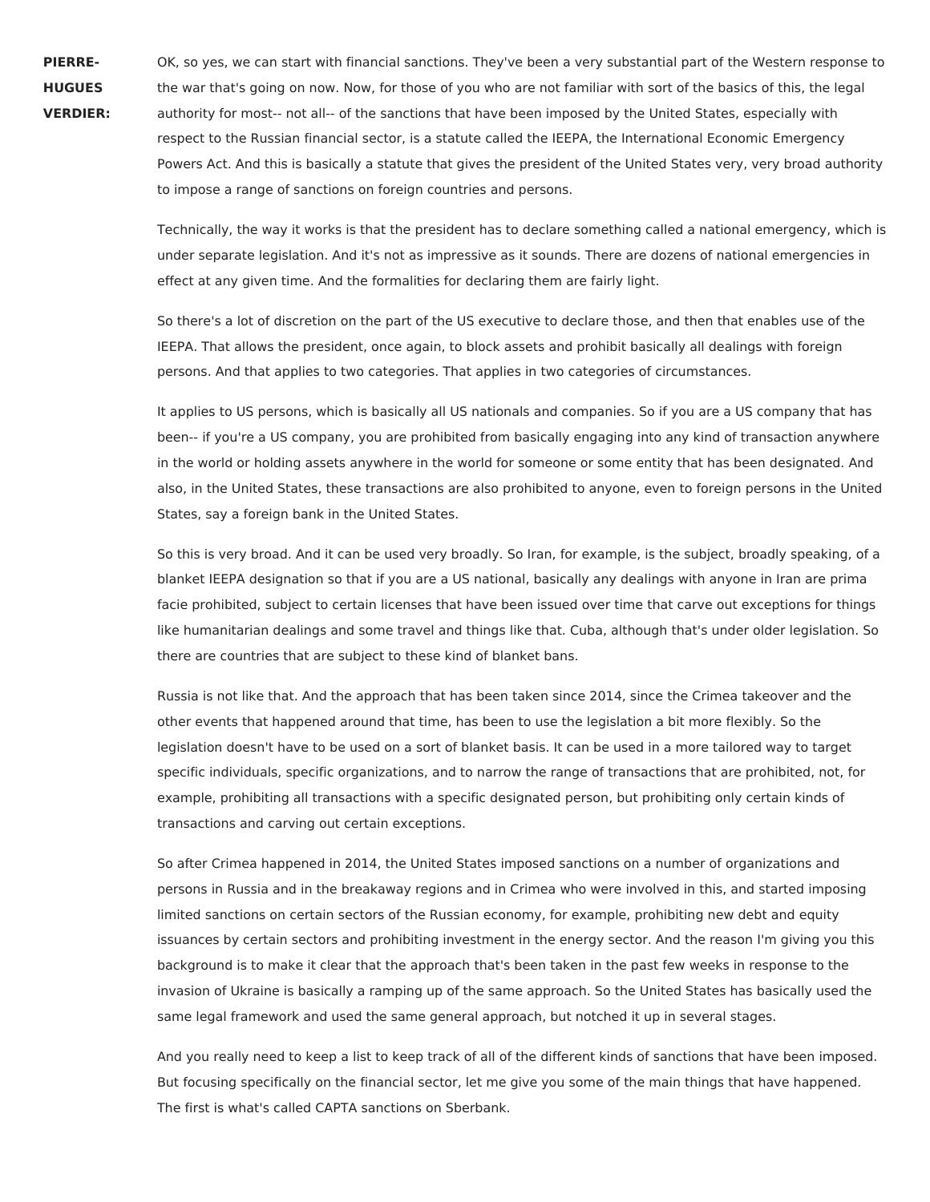**PIERRE-HUGUES VERDIER:** OK, so yes, we can start with financial sanctions. They've been a very substantial part of the Western response to the war that's going on now. Now, for those of you who are not familiar with sort of the basics of this, the legal authority for most-- not all-- of the sanctions that have been imposed by the United States, especially with respect to the Russian financial sector, is a statute called the IEEPA, the International Economic Emergency Powers Act. And this is basically a statute that gives the president of the United States very, very broad authority to impose a range of sanctions on foreign countries and persons.

Technically, the way it works is that the president has to declare something called a national emergency, which is under separate legislation. And it's not as impressive as it sounds. There are dozens of national emergencies in effect at any given time. And the formalities for declaring them are fairly light.

So there's a lot of discretion on the part of the US executive to declare those, and then that enables use of the IEEPA. That allows the president, once again, to block assets and prohibit basically all dealings with foreign persons. And that applies to two categories. That applies in two categories of circumstances.

It applies to US persons, which is basically all US nationals and companies. So if you are a US company that has been-- if you're a US company, you are prohibited from basically engaging into any kind of transaction anywhere in the world or holding assets anywhere in the world for someone or some entity that has been designated. And also, in the United States, these transactions are also prohibited to anyone, even to foreign persons in the United States, say a foreign bank in the United States.

So this is very broad. And it can be used very broadly. So Iran, for example, is the subject, broadly speaking, of a blanket IEEPA designation so that if you are a US national, basically any dealings with anyone in Iran are prima facie prohibited, subject to certain licenses that have been issued over time that carve out exceptions for things like humanitarian dealings and some travel and things like that. Cuba, although that's under older legislation. So there are countries that are subject to these kind of blanket bans.

Russia is not like that. And the approach that has been taken since 2014, since the Crimea takeover and the other events that happened around that time, has been to use the legislation a bit more flexibly. So the legislation doesn't have to be used on a sort of blanket basis. It can be used in a more tailored way to target specific individuals, specific organizations, and to narrow the range of transactions that are prohibited, not, for example, prohibiting all transactions with a specific designated person, but prohibiting only certain kinds of transactions and carving out certain exceptions.

So after Crimea happened in 2014, the United States imposed sanctions on a number of organizations and persons in Russia and in the breakaway regions and in Crimea who were involved in this, and started imposing limited sanctions on certain sectors of the Russian economy, for example, prohibiting new debt and equity issuances by certain sectors and prohibiting investment in the energy sector. And the reason I'm giving you this background is to make it clear that the approach that's been taken in the past few weeks in response to the invasion of Ukraine is basically a ramping up of the same approach. So the United States has basically used the same legal framework and used the same general approach, but notched it up in several stages.

And you really need to keep a list to keep track of all of the different kinds of sanctions that have been imposed. But focusing specifically on the financial sector, let me give you some of the main things that have happened. The first is what's called CAPTA sanctions on Sberbank.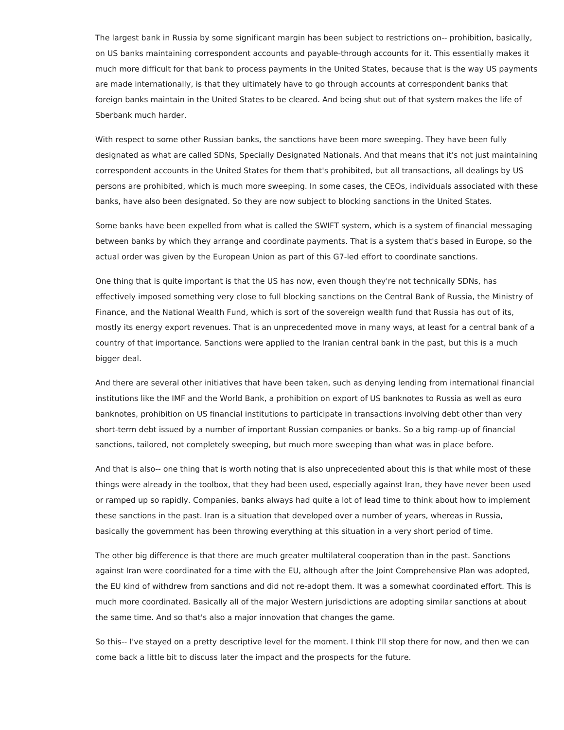The largest bank in Russia by some significant margin has been subject to restrictions on-- prohibition, basically, on US banks maintaining correspondent accounts and payable-through accounts for it. This essentially makes it much more difficult for that bank to process payments in the United States, because that is the way US payments are made internationally, is that they ultimately have to go through accounts at correspondent banks that foreign banks maintain in the United States to be cleared. And being shut out of that system makes the life of Sberbank much harder.

With respect to some other Russian banks, the sanctions have been more sweeping. They have been fully designated as what are called SDNs, Specially Designated Nationals. And that means that it's not just maintaining correspondent accounts in the United States for them that's prohibited, but all transactions, all dealings by US persons are prohibited, which is much more sweeping. In some cases, the CEOs, individuals associated with these banks, have also been designated. So they are now subject to blocking sanctions in the United States.

Some banks have been expelled from what is called the SWIFT system, which is a system of financial messaging between banks by which they arrange and coordinate payments. That is a system that's based in Europe, so the actual order was given by the European Union as part of this G7-led effort to coordinate sanctions.

One thing that is quite important is that the US has now, even though they're not technically SDNs, has effectively imposed something very close to full blocking sanctions on the Central Bank of Russia, the Ministry of Finance, and the National Wealth Fund, which is sort of the sovereign wealth fund that Russia has out of its, mostly its energy export revenues. That is an unprecedented move in many ways, at least for a central bank of a country of that importance. Sanctions were applied to the Iranian central bank in the past, but this is a much bigger deal.

And there are several other initiatives that have been taken, such as denying lending from international financial institutions like the IMF and the World Bank, a prohibition on export of US banknotes to Russia as well as euro banknotes, prohibition on US financial institutions to participate in transactions involving debt other than very short-term debt issued by a number of important Russian companies or banks. So a big ramp-up of financial sanctions, tailored, not completely sweeping, but much more sweeping than what was in place before.

And that is also-- one thing that is worth noting that is also unprecedented about this is that while most of these things were already in the toolbox, that they had been used, especially against Iran, they have never been used or ramped up so rapidly. Companies, banks always had quite a lot of lead time to think about how to implement these sanctions in the past. Iran is a situation that developed over a number of years, whereas in Russia, basically the government has been throwing everything at this situation in a very short period of time.

The other big difference is that there are much greater multilateral cooperation than in the past. Sanctions against Iran were coordinated for a time with the EU, although after the Joint Comprehensive Plan was adopted, the EU kind of withdrew from sanctions and did not re-adopt them. It was a somewhat coordinated effort. This is much more coordinated. Basically all of the major Western jurisdictions are adopting similar sanctions at about the same time. And so that's also a major innovation that changes the game.

So this-- I've stayed on a pretty descriptive level for the moment. I think I'll stop there for now, and then we can come back a little bit to discuss later the impact and the prospects for the future.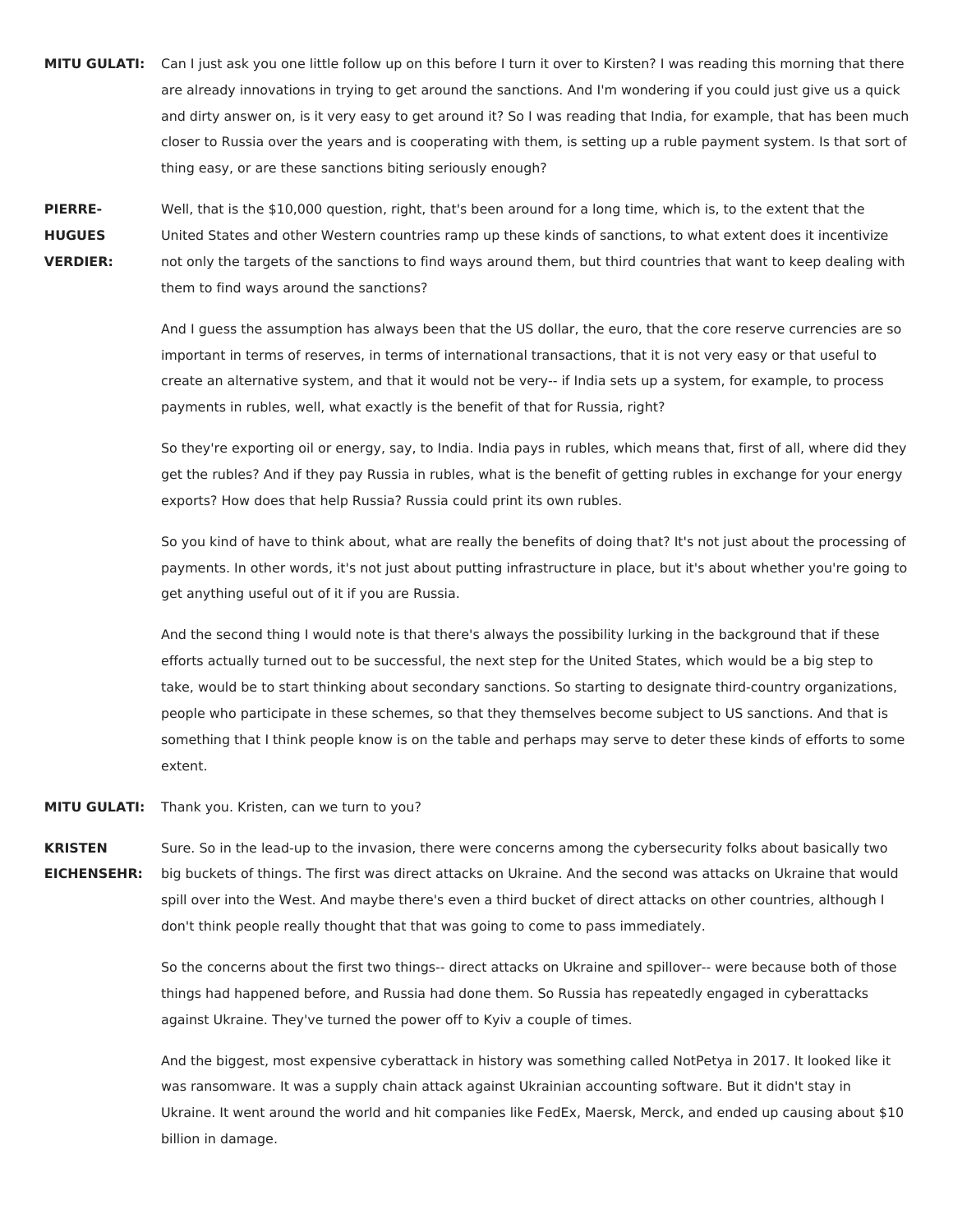**MITU GULATI:** Can I just ask you one little follow up on this before I turn it over to Kirsten? I was reading this morning that there are already innovations in trying to get around the sanctions. And I'm wondering if you could just give us a quick and dirty answer on, is it very easy to get around it? So I was reading that India, for example, that has been much closer to Russia over the years and is cooperating with them, is setting up a ruble payment system. Is that sort of thing easy, or are these sanctions biting seriously enough?

**PIERRE-HUGUES VERDIER:** Well, that is the $10,000 question, right, that's been around for a long time, which is, to the extent that the United States and other Western countries ramp up these kinds of sanctions, to what extent does it incentivize not only the targets of the sanctions to find ways around them, but third countries that want to keep dealing with them to find ways around the sanctions?

And I guess the assumption has always been that the US dollar, the euro, that the core reserve currencies are so important in terms of reserves, in terms of international transactions, that it is not very easy or that useful to create an alternative system, and that it would not be very-- if India sets up a system, for example, to process payments in rubles, well, what exactly is the benefit of that for Russia, right?

So they're exporting oil or energy, say, to India. India pays in rubles, which means that, first of all, where did they get the rubles? And if they pay Russia in rubles, what is the benefit of getting rubles in exchange for your energy exports? How does that help Russia? Russia could print its own rubles.

So you kind of have to think about, what are really the benefits of doing that? It's not just about the processing of payments. In other words, it's not just about putting infrastructure in place, but it's about whether you're going to get anything useful out of it if you are Russia.

And the second thing I would note is that there's always the possibility lurking in the background that if these efforts actually turned out to be successful, the next step for the United States, which would be a big step to take, would be to start thinking about secondary sanctions. So starting to designate third-country organizations, people who participate in these schemes, so that they themselves become subject to US sanctions. And that is something that I think people know is on the table and perhaps may serve to deter these kinds of efforts to some extent.

**MITU GULATI:** Thank you. Kristen, can we turn to you?

**KRISTEN EICHENSEHR:** Sure. So in the lead-up to the invasion, there were concerns among the cybersecurity folks about basically two big buckets of things. The first was direct attacks on Ukraine. And the second was attacks on Ukraine that would spill over into the West. And maybe there's even a third bucket of direct attacks on other countries, although I don't think people really thought that that was going to come to pass immediately.

So the concerns about the first two things-- direct attacks on Ukraine and spillover-- were because both of those things had happened before, and Russia had done them. So Russia has repeatedly engaged in cyberattacks against Ukraine. They've turned the power off to Kyiv a couple of times.

And the biggest, most expensive cyberattack in history was something called NotPetya in 2017. It looked like it was ransomware. It was a supply chain attack against Ukrainian accounting software. But it didn't stay in Ukraine. It went around the world and hit companies like FedEx, Maersk, Merck, and ended up causing about $10 billion in damage.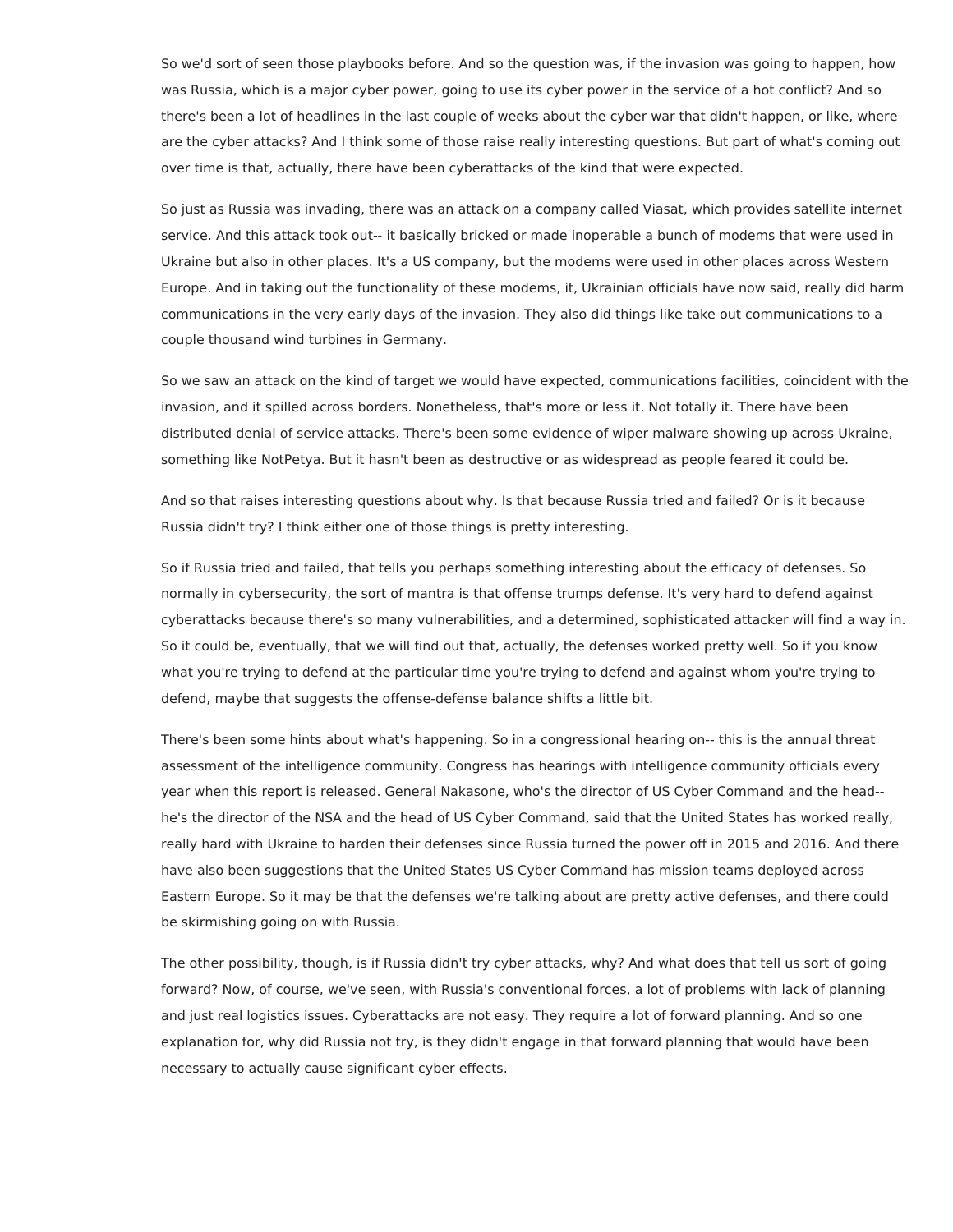So we'd sort of seen those playbooks before. And so the question was, if the invasion was going to happen, how was Russia, which is a major cyber power, going to use its cyber power in the service of a hot conflict? And so there's been a lot of headlines in the last couple of weeks about the cyber war that didn't happen, or like, where are the cyber attacks? And I think some of those raise really interesting questions. But part of what's coming out over time is that, actually, there have been cyberattacks of the kind that were expected.

So just as Russia was invading, there was an attack on a company called Viasat, which provides satellite internet service. And this attack took out-- it basically bricked or made inoperable a bunch of modems that were used in Ukraine but also in other places. It's a US company, but the modems were used in other places across Western Europe. And in taking out the functionality of these modems, it, Ukrainian officials have now said, really did harm communications in the very early days of the invasion. They also did things like take out communications to a couple thousand wind turbines in Germany.

So we saw an attack on the kind of target we would have expected, communications facilities, coincident with the invasion, and it spilled across borders. Nonetheless, that's more or less it. Not totally it. There have been distributed denial of service attacks. There's been some evidence of wiper malware showing up across Ukraine, something like NotPetya. But it hasn't been as destructive or as widespread as people feared it could be.

And so that raises interesting questions about why. Is that because Russia tried and failed? Or is it because Russia didn't try? I think either one of those things is pretty interesting.

So if Russia tried and failed, that tells you perhaps something interesting about the efficacy of defenses. So normally in cybersecurity, the sort of mantra is that offense trumps defense. It's very hard to defend against cyberattacks because there's so many vulnerabilities, and a determined, sophisticated attacker will find a way in. So it could be, eventually, that we will find out that, actually, the defenses worked pretty well. So if you know what you're trying to defend at the particular time you're trying to defend and against whom you're trying to defend, maybe that suggests the offense-defense balance shifts a little bit.

There's been some hints about what's happening. So in a congressional hearing on-- this is the annual threat assessment of the intelligence community. Congress has hearings with intelligence community officials every year when this report is released. General Nakasone, who's the director of US Cyber Command and the head-- he's the director of the NSA and the head of US Cyber Command, said that the United States has worked really, really hard with Ukraine to harden their defenses since Russia turned the power off in 2015 and 2016. And there have also been suggestions that the United States US Cyber Command has mission teams deployed across Eastern Europe. So it may be that the defenses we're talking about are pretty active defenses, and there could be skirmishing going on with Russia.

The other possibility, though, is if Russia didn't try cyber attacks, why? And what does that tell us sort of going forward? Now, of course, we've seen, with Russia's conventional forces, a lot of problems with lack of planning and just real logistics issues. Cyberattacks are not easy. They require a lot of forward planning. And so one explanation for, why did Russia not try, is they didn't engage in that forward planning that would have been necessary to actually cause significant cyber effects.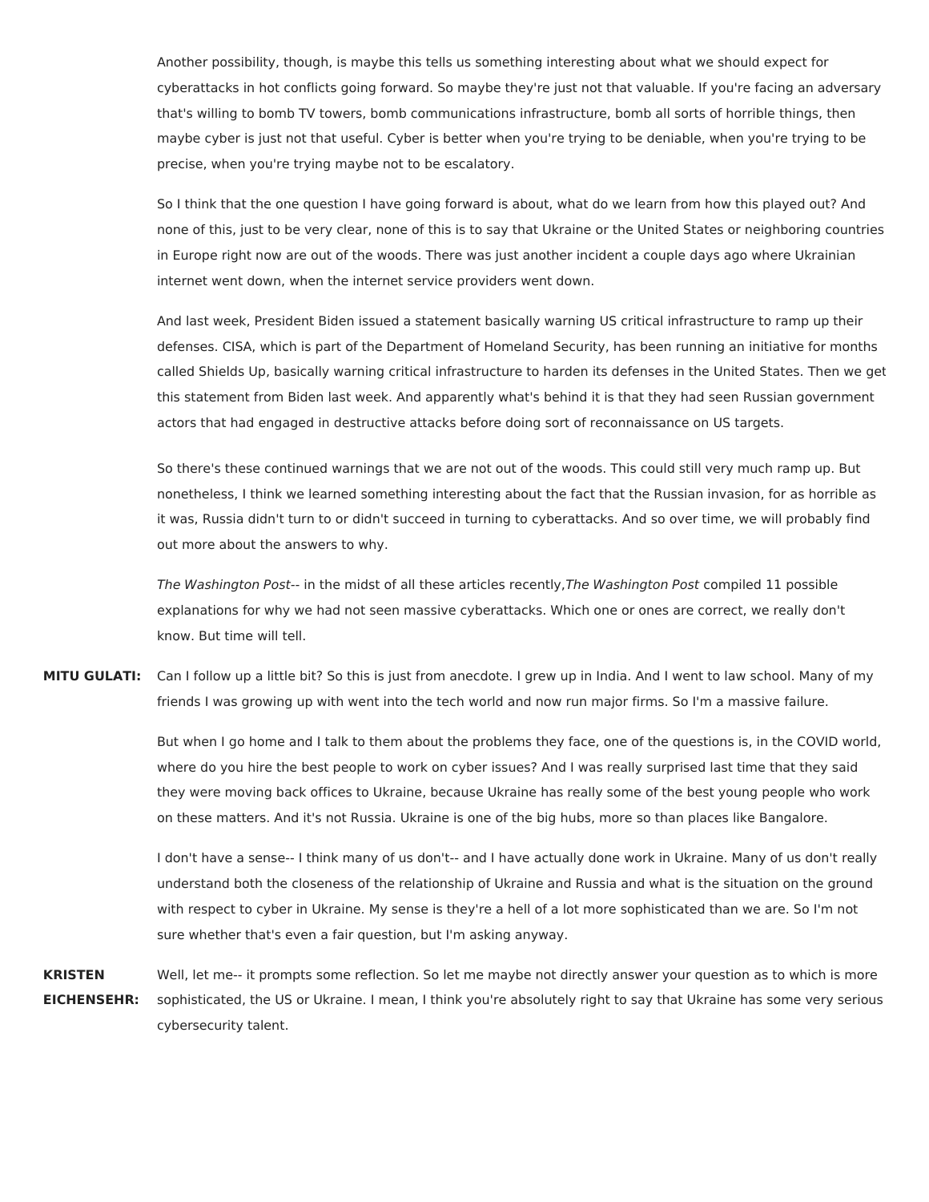Another possibility, though, is maybe this tells us something interesting about what we should expect for cyberattacks in hot conflicts going forward. So maybe they're just not that valuable. If you're facing an adversary that's willing to bomb TV towers, bomb communications infrastructure, bomb all sorts of horrible things, then maybe cyber is just not that useful. Cyber is better when you're trying to be deniable, when you're trying to be precise, when you're trying maybe not to be escalatory.

So I think that the one question I have going forward is about, what do we learn from how this played out? And none of this, just to be very clear, none of this is to say that Ukraine or the United States or neighboring countries in Europe right now are out of the woods. There was just another incident a couple days ago where Ukrainian internet went down, when the internet service providers went down.

And last week, President Biden issued a statement basically warning US critical infrastructure to ramp up their defenses. CISA, which is part of the Department of Homeland Security, has been running an initiative for months called Shields Up, basically warning critical infrastructure to harden its defenses in the United States. Then we get this statement from Biden last week. And apparently what's behind it is that they had seen Russian government actors that had engaged in destructive attacks before doing sort of reconnaissance on US targets.

So there's these continued warnings that we are not out of the woods. This could still very much ramp up. But nonetheless, I think we learned something interesting about the fact that the Russian invasion, for as horrible as it was, Russia didn't turn to or didn't succeed in turning to cyberattacks. And so over time, we will probably find out more about the answers to why.

*The Washington Post*-- in the midst of all these articles recently, *The Washington Post* compiled 11 possible explanations for why we had not seen massive cyberattacks. Which one or ones are correct, we really don't know. But time will tell.

**MITU GULATI:** Can I follow up a little bit? So this is just from anecdote. I grew up in India. And I went to law school. Many of my friends I was growing up with went into the tech world and now run major firms. So I'm a massive failure.

But when I go home and I talk to them about the problems they face, one of the questions is, in the COVID world, where do you hire the best people to work on cyber issues? And I was really surprised last time that they said they were moving back offices to Ukraine, because Ukraine has really some of the best young people who work on these matters. And it's not Russia. Ukraine is one of the big hubs, more so than places like Bangalore.

I don't have a sense-- I think many of us don't-- and I have actually done work in Ukraine. Many of us don't really understand both the closeness of the relationship of Ukraine and Russia and what is the situation on the ground with respect to cyber in Ukraine. My sense is they're a hell of a lot more sophisticated than we are. So I'm not sure whether that's even a fair question, but I'm asking anyway.

**KRISTEN EICHENSEHR:** Well, let me-- it prompts some reflection. So let me maybe not directly answer your question as to which is more sophisticated, the US or Ukraine. I mean, I think you're absolutely right to say that Ukraine has some very serious cybersecurity talent.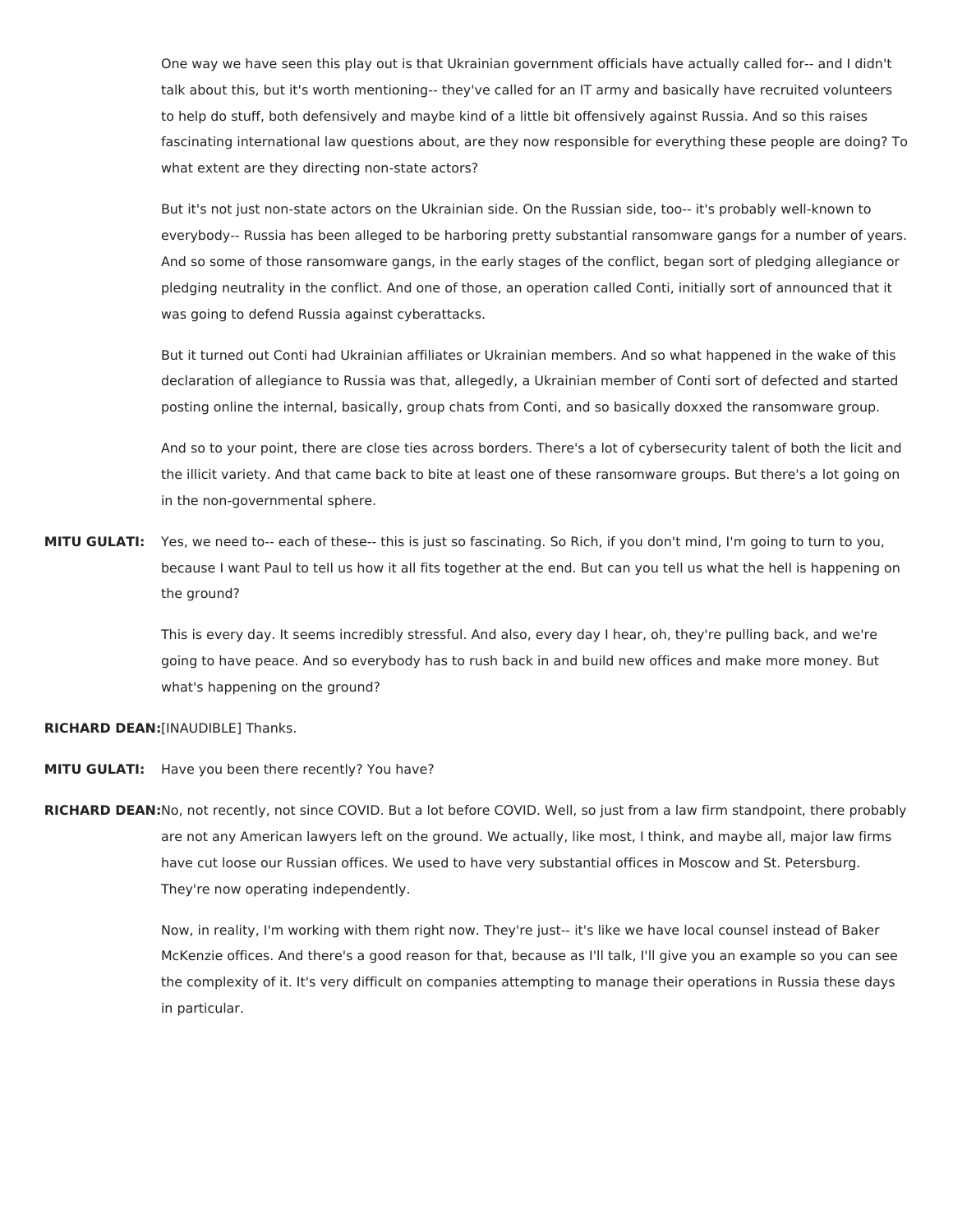One way we have seen this play out is that Ukrainian government officials have actually called for-- and I didn't talk about this, but it's worth mentioning-- they've called for an IT army and basically have recruited volunteers to help do stuff, both defensively and maybe kind of a little bit offensively against Russia. And so this raises fascinating international law questions about, are they now responsible for everything these people are doing? To what extent are they directing non-state actors?

But it's not just non-state actors on the Ukrainian side. On the Russian side, too-- it's probably well-known to everybody-- Russia has been alleged to be harboring pretty substantial ransomware gangs for a number of years. And so some of those ransomware gangs, in the early stages of the conflict, began sort of pledging allegiance or pledging neutrality in the conflict. And one of those, an operation called Conti, initially sort of announced that it was going to defend Russia against cyberattacks.

But it turned out Conti had Ukrainian affiliates or Ukrainian members. And so what happened in the wake of this declaration of allegiance to Russia was that, allegedly, a Ukrainian member of Conti sort of defected and started posting online the internal, basically, group chats from Conti, and so basically doxxed the ransomware group.

And so to your point, there are close ties across borders. There's a lot of cybersecurity talent of both the licit and the illicit variety. And that came back to bite at least one of these ransomware groups. But there's a lot going on in the non-governmental sphere.

**MITU GULATI:** Yes, we need to-- each of these-- this is just so fascinating. So Rich, if you don't mind, I'm going to turn to you, because I want Paul to tell us how it all fits together at the end. But can you tell us what the hell is happening on the ground?

This is every day. It seems incredibly stressful. And also, every day I hear, oh, they're pulling back, and we're going to have peace. And so everybody has to rush back in and build new offices and make more money. But what's happening on the ground?

**RICHARD DEAN:** [INAUDIBLE] Thanks.

**MITU GULATI:** Have you been there recently? You have?

**RICHARD DEAN:** No, not recently, not since COVID. But a lot before COVID. Well, so just from a law firm standpoint, there probably are not any American lawyers left on the ground. We actually, like most, I think, and maybe all, major law firms have cut loose our Russian offices. We used to have very substantial offices in Moscow and St. Petersburg. They're now operating independently.

Now, in reality, I'm working with them right now. They're just-- it's like we have local counsel instead of Baker McKenzie offices. And there's a good reason for that, because as I'll talk, I'll give you an example so you can see the complexity of it. It's very difficult on companies attempting to manage their operations in Russia these days in particular.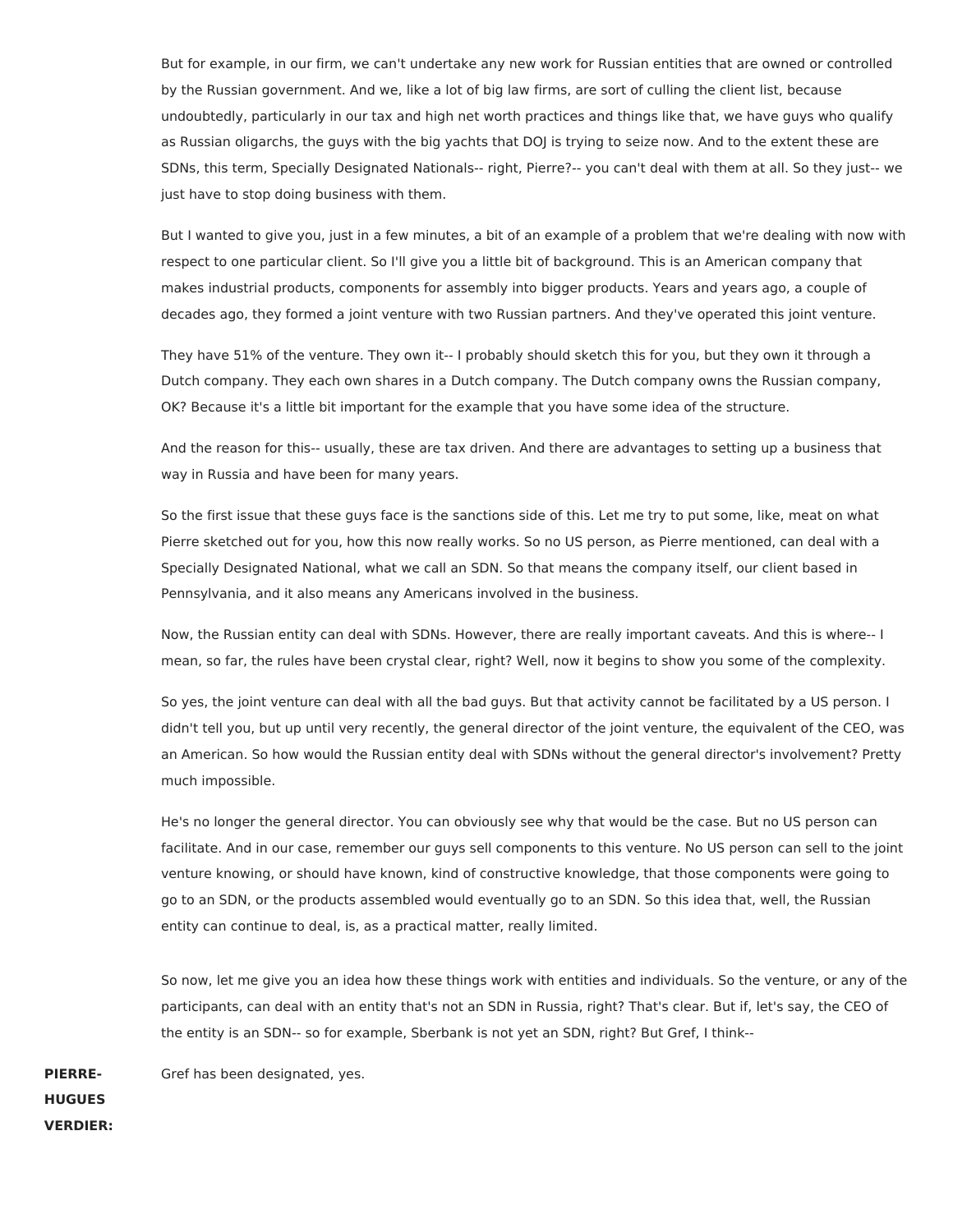But for example, in our firm, we can't undertake any new work for Russian entities that are owned or controlled by the Russian government. And we, like a lot of big law firms, are sort of culling the client list, because undoubtedly, particularly in our tax and high net worth practices and things like that, we have guys who qualify as Russian oligarchs, the guys with the big yachts that DOJ is trying to seize now. And to the extent these are SDNs, this term, Specially Designated Nationals-- right, Pierre?-- you can't deal with them at all. So they just-- we just have to stop doing business with them.

But I wanted to give you, just in a few minutes, a bit of an example of a problem that we're dealing with now with respect to one particular client. So I'll give you a little bit of background. This is an American company that makes industrial products, components for assembly into bigger products. Years and years ago, a couple of decades ago, they formed a joint venture with two Russian partners. And they've operated this joint venture.

They have 51% of the venture. They own it-- I probably should sketch this for you, but they own it through a Dutch company. They each own shares in a Dutch company. The Dutch company owns the Russian company, OK? Because it's a little bit important for the example that you have some idea of the structure.

And the reason for this-- usually, these are tax driven. And there are advantages to setting up a business that way in Russia and have been for many years.

So the first issue that these guys face is the sanctions side of this. Let me try to put some, like, meat on what Pierre sketched out for you, how this now really works. So no US person, as Pierre mentioned, can deal with a Specially Designated National, what we call an SDN. So that means the company itself, our client based in Pennsylvania, and it also means any Americans involved in the business.

Now, the Russian entity can deal with SDNs. However, there are really important caveats. And this is where-- I mean, so far, the rules have been crystal clear, right? Well, now it begins to show you some of the complexity.

So yes, the joint venture can deal with all the bad guys. But that activity cannot be facilitated by a US person. I didn't tell you, but up until very recently, the general director of the joint venture, the equivalent of the CEO, was an American. So how would the Russian entity deal with SDNs without the general director's involvement? Pretty much impossible.

He's no longer the general director. You can obviously see why that would be the case. But no US person can facilitate. And in our case, remember our guys sell components to this venture. No US person can sell to the joint venture knowing, or should have known, kind of constructive knowledge, that those components were going to go to an SDN, or the products assembled would eventually go to an SDN. So this idea that, well, the Russian entity can continue to deal, is, as a practical matter, really limited.

So now, let me give you an idea how these things work with entities and individuals. So the venture, or any of the participants, can deal with an entity that's not an SDN in Russia, right? That's clear. But if, let's say, the CEO of the entity is an SDN-- so for example, Sberbank is not yet an SDN, right? But Gref, I think--

**PIERRE-HUGUES VERDIER:** Gref has been designated, yes.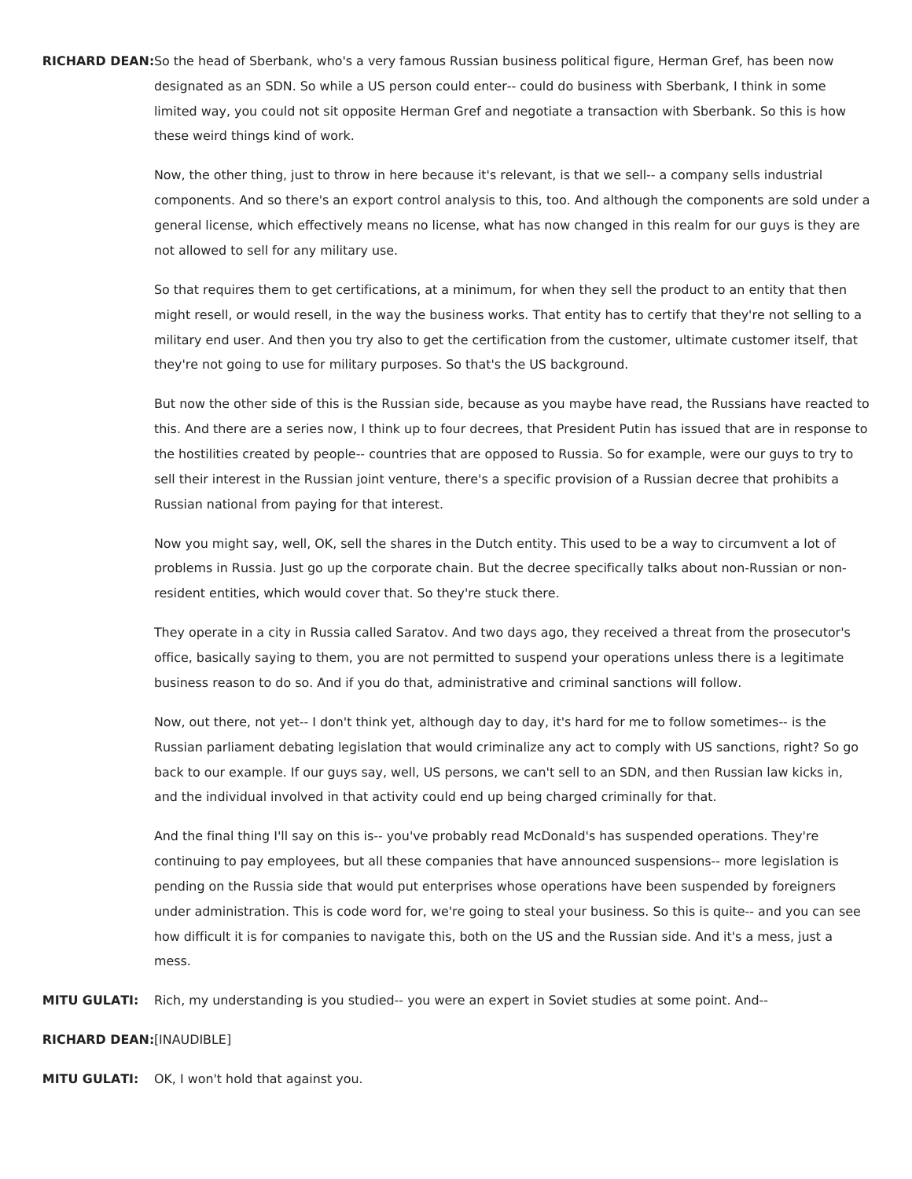**RICHARD DEAN:** So the head of Sberbank, who's a very famous Russian business political figure, Herman Gref, has been now designated as an SDN. So while a US person could enter-- could do business with Sberbank, I think in some limited way, you could not sit opposite Herman Gref and negotiate a transaction with Sberbank. So this is how these weird things kind of work.

Now, the other thing, just to throw in here because it's relevant, is that we sell-- a company sells industrial components. And so there's an export control analysis to this, too. And although the components are sold under a general license, which effectively means no license, what has now changed in this realm for our guys is they are not allowed to sell for any military use.

So that requires them to get certifications, at a minimum, for when they sell the product to an entity that then might resell, or would resell, in the way the business works. That entity has to certify that they're not selling to a military end user. And then you try also to get the certification from the customer, ultimate customer itself, that they're not going to use for military purposes. So that's the US background.

But now the other side of this is the Russian side, because as you maybe have read, the Russians have reacted to this. And there are a series now, I think up to four decrees, that President Putin has issued that are in response to the hostilities created by people-- countries that are opposed to Russia. So for example, were our guys to try to sell their interest in the Russian joint venture, there's a specific provision of a Russian decree that prohibits a Russian national from paying for that interest.

Now you might say, well, OK, sell the shares in the Dutch entity. This used to be a way to circumvent a lot of problems in Russia. Just go up the corporate chain. But the decree specifically talks about non-Russian or non-resident entities, which would cover that. So they're stuck there.

They operate in a city in Russia called Saratov. And two days ago, they received a threat from the prosecutor's office, basically saying to them, you are not permitted to suspend your operations unless there is a legitimate business reason to do so. And if you do that, administrative and criminal sanctions will follow.

Now, out there, not yet-- I don't think yet, although day to day, it's hard for me to follow sometimes-- is the Russian parliament debating legislation that would criminalize any act to comply with US sanctions, right? So go back to our example. If our guys say, well, US persons, we can't sell to an SDN, and then Russian law kicks in, and the individual involved in that activity could end up being charged criminally for that.

And the final thing I'll say on this is-- you've probably read McDonald's has suspended operations. They're continuing to pay employees, but all these companies that have announced suspensions-- more legislation is pending on the Russia side that would put enterprises whose operations have been suspended by foreigners under administration. This is code word for, we're going to steal your business. So this is quite-- and you can see how difficult it is for companies to navigate this, both on the US and the Russian side. And it's a mess, just a mess.

**MITU GULATI:** Rich, my understanding is you studied-- you were an expert in Soviet studies at some point. And--

**RICHARD DEAN:** [INAUDIBLE]

**MITU GULATI:** OK, I won't hold that against you.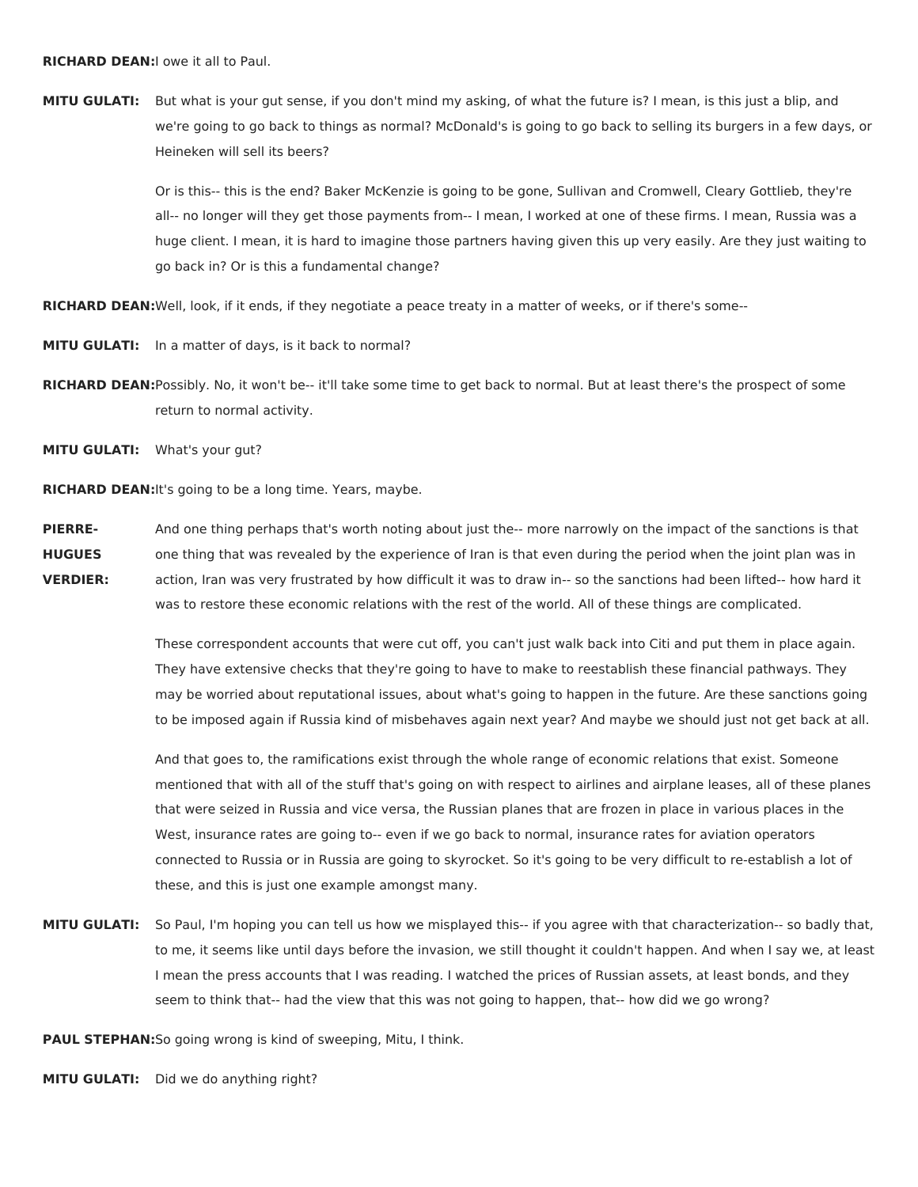**RICHARD DEAN:** I owe it all to Paul.

**MITU GULATI:** But what is your gut sense, if you don't mind my asking, of what the future is? I mean, is this just a blip, and we're going to go back to things as normal? McDonald's is going to go back to selling its burgers in a few days, or Heineken will sell its beers?

Or is this-- this is the end? Baker McKenzie is going to be gone, Sullivan and Cromwell, Cleary Gottlieb, they're all-- no longer will they get those payments from-- I mean, I worked at one of these firms. I mean, Russia was a huge client. I mean, it is hard to imagine those partners having given this up very easily. Are they just waiting to go back in? Or is this a fundamental change?

**RICHARD DEAN:** Well, look, if it ends, if they negotiate a peace treaty in a matter of weeks, or if there's some--

**MITU GULATI:** In a matter of days, is it back to normal?

**RICHARD DEAN:** Possibly. No, it won't be-- it'll take some time to get back to normal. But at least there's the prospect of some return to normal activity.

**MITU GULATI:** What's your gut?

**RICHARD DEAN:** It's going to be a long time. Years, maybe.

**PIERRE-HUGUES VERDIER:** And one thing perhaps that's worth noting about just the-- more narrowly on the impact of the sanctions is that one thing that was revealed by the experience of Iran is that even during the period when the joint plan was in action, Iran was very frustrated by how difficult it was to draw in-- so the sanctions had been lifted-- how hard it was to restore these economic relations with the rest of the world. All of these things are complicated.

These correspondent accounts that were cut off, you can't just walk back into Citi and put them in place again. They have extensive checks that they're going to have to make to reestablish these financial pathways. They may be worried about reputational issues, about what's going to happen in the future. Are these sanctions going to be imposed again if Russia kind of misbehaves again next year? And maybe we should just not get back at all.

And that goes to, the ramifications exist through the whole range of economic relations that exist. Someone mentioned that with all of the stuff that's going on with respect to airlines and airplane leases, all of these planes that were seized in Russia and vice versa, the Russian planes that are frozen in place in various places in the West, insurance rates are going to-- even if we go back to normal, insurance rates for aviation operators connected to Russia or in Russia are going to skyrocket. So it's going to be very difficult to re-establish a lot of these, and this is just one example amongst many.

**MITU GULATI:** So Paul, I'm hoping you can tell us how we misplayed this-- if you agree with that characterization-- so badly that, to me, it seems like until days before the invasion, we still thought it couldn't happen. And when I say we, at least I mean the press accounts that I was reading. I watched the prices of Russian assets, at least bonds, and they seem to think that-- had the view that this was not going to happen, that-- how did we go wrong?

**PAUL STEPHAN:** So going wrong is kind of sweeping, Mitu, I think.

**MITU GULATI:** Did we do anything right?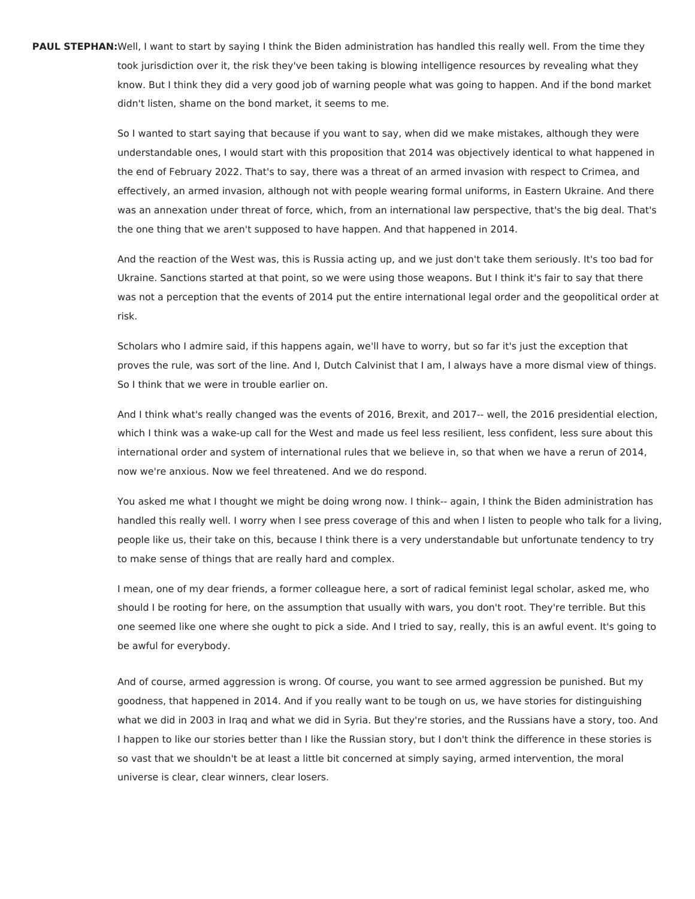**PAUL STEPHAN:** Well, I want to start by saying I think the Biden administration has handled this really well. From the time they took jurisdiction over it, the risk they've been taking is blowing intelligence resources by revealing what they know. But I think they did a very good job of warning people what was going to happen. And if the bond market didn't listen, shame on the bond market, it seems to me.

So I wanted to start saying that because if you want to say, when did we make mistakes, although they were understandable ones, I would start with this proposition that 2014 was objectively identical to what happened in the end of February 2022. That's to say, there was a threat of an armed invasion with respect to Crimea, and effectively, an armed invasion, although not with people wearing formal uniforms, in Eastern Ukraine. And there was an annexation under threat of force, which, from an international law perspective, that's the big deal. That's the one thing that we aren't supposed to have happen. And that happened in 2014.

And the reaction of the West was, this is Russia acting up, and we just don't take them seriously. It's too bad for Ukraine. Sanctions started at that point, so we were using those weapons. But I think it's fair to say that there was not a perception that the events of 2014 put the entire international legal order and the geopolitical order at risk.

Scholars who I admire said, if this happens again, we'll have to worry, but so far it's just the exception that proves the rule, was sort of the line. And I, Dutch Calvinist that I am, I always have a more dismal view of things. So I think that we were in trouble earlier on.

And I think what's really changed was the events of 2016, Brexit, and 2017-- well, the 2016 presidential election, which I think was a wake-up call for the West and made us feel less resilient, less confident, less sure about this international order and system of international rules that we believe in, so that when we have a rerun of 2014, now we're anxious. Now we feel threatened. And we do respond.

You asked me what I thought we might be doing wrong now. I think-- again, I think the Biden administration has handled this really well. I worry when I see press coverage of this and when I listen to people who talk for a living, people like us, their take on this, because I think there is a very understandable but unfortunate tendency to try to make sense of things that are really hard and complex.

I mean, one of my dear friends, a former colleague here, a sort of radical feminist legal scholar, asked me, who should I be rooting for here, on the assumption that usually with wars, you don't root. They're terrible. But this one seemed like one where she ought to pick a side. And I tried to say, really, this is an awful event. It's going to be awful for everybody.

And of course, armed aggression is wrong. Of course, you want to see armed aggression be punished. But my goodness, that happened in 2014. And if you really want to be tough on us, we have stories for distinguishing what we did in 2003 in Iraq and what we did in Syria. But they're stories, and the Russians have a story, too. And I happen to like our stories better than I like the Russian story, but I don't think the difference in these stories is so vast that we shouldn't be at least a little bit concerned at simply saying, armed intervention, the moral universe is clear, clear winners, clear losers.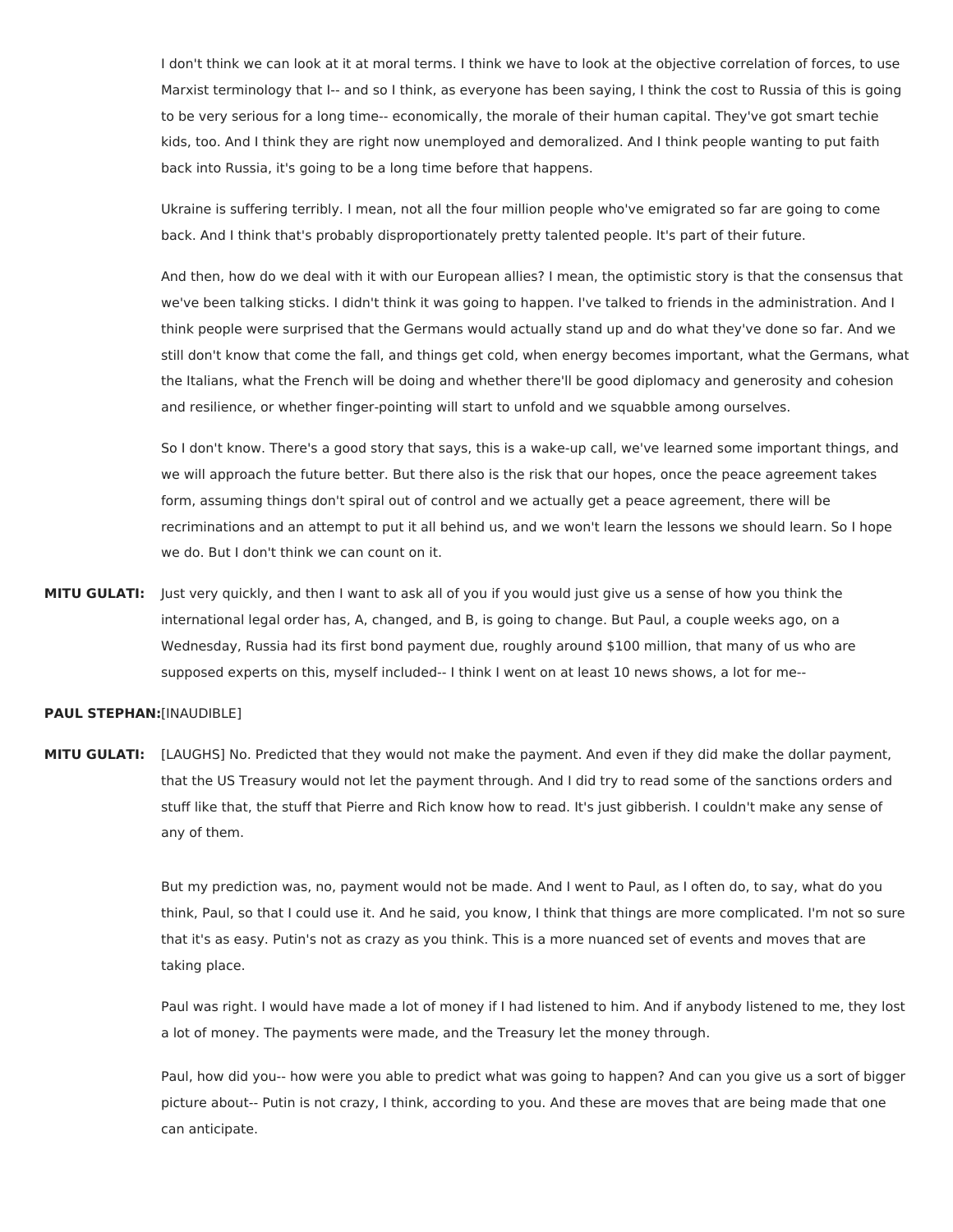I don't think we can look at it at moral terms. I think we have to look at the objective correlation of forces, to use Marxist terminology that I-- and so I think, as everyone has been saying, I think the cost to Russia of this is going to be very serious for a long time-- economically, the morale of their human capital. They've got smart techie kids, too. And I think they are right now unemployed and demoralized. And I think people wanting to put faith back into Russia, it's going to be a long time before that happens.

Ukraine is suffering terribly. I mean, not all the four million people who've emigrated so far are going to come back. And I think that's probably disproportionately pretty talented people. It's part of their future.

And then, how do we deal with it with our European allies? I mean, the optimistic story is that the consensus that we've been talking sticks. I didn't think it was going to happen. I've talked to friends in the administration. And I think people were surprised that the Germans would actually stand up and do what they've done so far. And we still don't know that come the fall, and things get cold, when energy becomes important, what the Germans, what the Italians, what the French will be doing and whether there'll be good diplomacy and generosity and cohesion and resilience, or whether finger-pointing will start to unfold and we squabble among ourselves.

So I don't know. There's a good story that says, this is a wake-up call, we've learned some important things, and we will approach the future better. But there also is the risk that our hopes, once the peace agreement takes form, assuming things don't spiral out of control and we actually get a peace agreement, there will be recriminations and an attempt to put it all behind us, and we won't learn the lessons we should learn. So I hope we do. But I don't think we can count on it.

**MITU GULATI:** Just very quickly, and then I want to ask all of you if you would just give us a sense of how you think the international legal order has, A, changed, and B, is going to change. But Paul, a couple weeks ago, on a Wednesday, Russia had its first bond payment due, roughly around $100 million, that many of us who are supposed experts on this, myself included-- I think I went on at least 10 news shows, a lot for me--

**PAUL STEPHAN:** [INAUDIBLE]

**MITU GULATI:** [LAUGHS] No. Predicted that they would not make the payment. And even if they did make the dollar payment, that the US Treasury would not let the payment through. And I did try to read some of the sanctions orders and stuff like that, the stuff that Pierre and Rich know how to read. It's just gibberish. I couldn't make any sense of any of them.

But my prediction was, no, payment would not be made. And I went to Paul, as I often do, to say, what do you think, Paul, so that I could use it. And he said, you know, I think that things are more complicated. I'm not so sure that it's as easy. Putin's not as crazy as you think. This is a more nuanced set of events and moves that are taking place.

Paul was right. I would have made a lot of money if I had listened to him. And if anybody listened to me, they lost a lot of money. The payments were made, and the Treasury let the money through.

Paul, how did you-- how were you able to predict what was going to happen? And can you give us a sort of bigger picture about-- Putin is not crazy, I think, according to you. And these are moves that are being made that one can anticipate.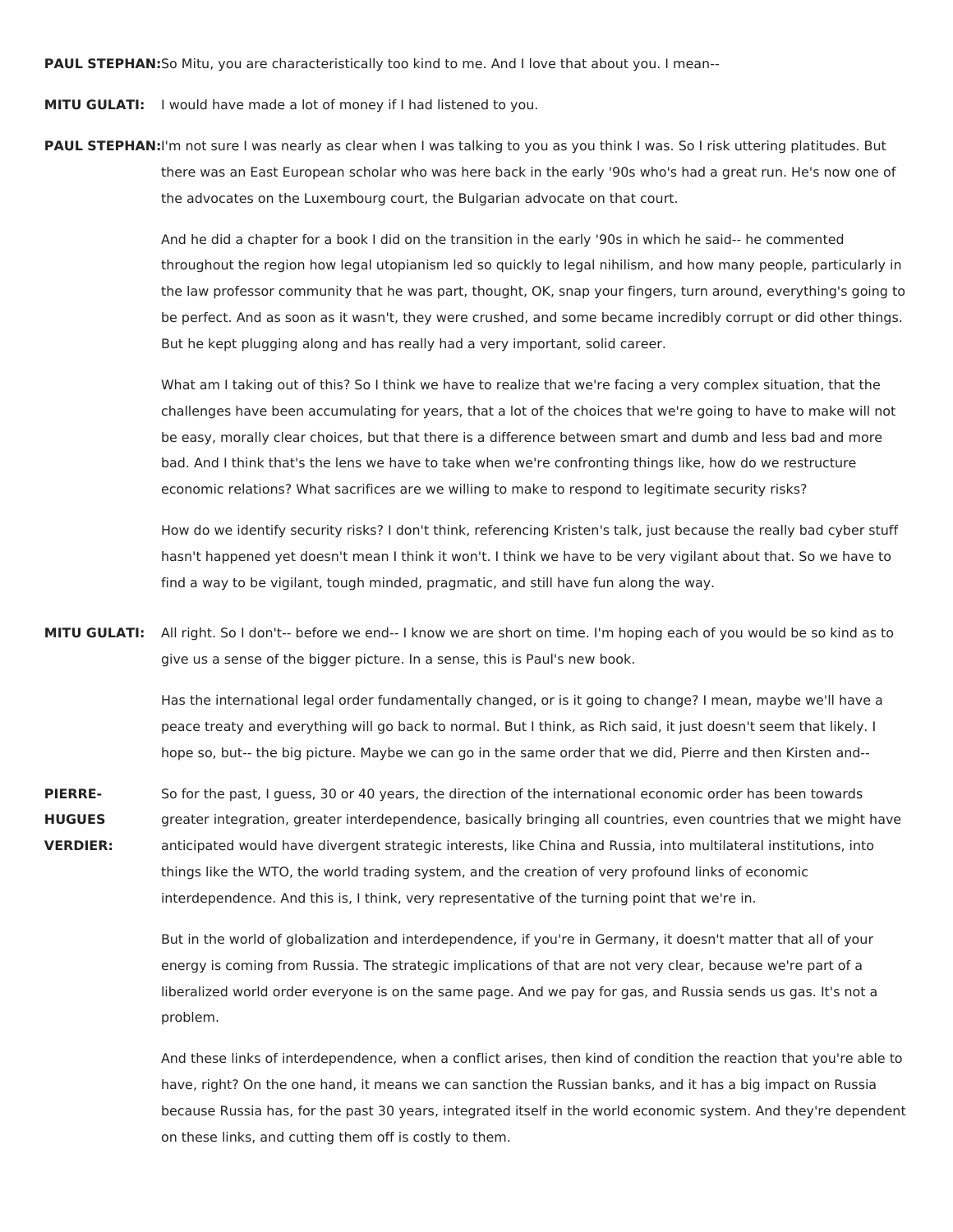**PAUL STEPHAN:** So Mitu, you are characteristically too kind to me. And I love that about you. I mean--

**MITU GULATI:** I would have made a lot of money if I had listened to you.

**PAUL STEPHAN:** I'm not sure I was nearly as clear when I was talking to you as you think I was. So I risk uttering platitudes. But there was an East European scholar who was here back in the early '90s who's had a great run. He's now one of the advocates on the Luxembourg court, the Bulgarian advocate on that court.

And he did a chapter for a book I did on the transition in the early '90s in which he said-- he commented throughout the region how legal utopianism led so quickly to legal nihilism, and how many people, particularly in the law professor community that he was part, thought, OK, snap your fingers, turn around, everything's going to be perfect. And as soon as it wasn't, they were crushed, and some became incredibly corrupt or did other things. But he kept plugging along and has really had a very important, solid career.

What am I taking out of this? So I think we have to realize that we're facing a very complex situation, that the challenges have been accumulating for years, that a lot of the choices that we're going to have to make will not be easy, morally clear choices, but that there is a difference between smart and dumb and less bad and more bad. And I think that's the lens we have to take when we're confronting things like, how do we restructure economic relations? What sacrifices are we willing to make to respond to legitimate security risks?

How do we identify security risks? I don't think, referencing Kristen's talk, just because the really bad cyber stuff hasn't happened yet doesn't mean I think it won't. I think we have to be very vigilant about that. So we have to find a way to be vigilant, tough minded, pragmatic, and still have fun along the way.

**MITU GULATI:** All right. So I don't-- before we end-- I know we are short on time. I'm hoping each of you would be so kind as to give us a sense of the bigger picture. In a sense, this is Paul's new book.

Has the international legal order fundamentally changed, or is it going to change? I mean, maybe we'll have a peace treaty and everything will go back to normal. But I think, as Rich said, it just doesn't seem that likely. I hope so, but-- the big picture. Maybe we can go in the same order that we did, Pierre and then Kirsten and--

**PIERRE-HUGUES VERDIER:** So for the past, I guess, 30 or 40 years, the direction of the international economic order has been towards greater integration, greater interdependence, basically bringing all countries, even countries that we might have anticipated would have divergent strategic interests, like China and Russia, into multilateral institutions, into things like the WTO, the world trading system, and the creation of very profound links of economic interdependence. And this is, I think, very representative of the turning point that we're in.

But in the world of globalization and interdependence, if you're in Germany, it doesn't matter that all of your energy is coming from Russia. The strategic implications of that are not very clear, because we're part of a liberalized world order everyone is on the same page. And we pay for gas, and Russia sends us gas. It's not a problem.

And these links of interdependence, when a conflict arises, then kind of condition the reaction that you're able to have, right? On the one hand, it means we can sanction the Russian banks, and it has a big impact on Russia because Russia has, for the past 30 years, integrated itself in the world economic system. And they're dependent on these links, and cutting them off is costly to them.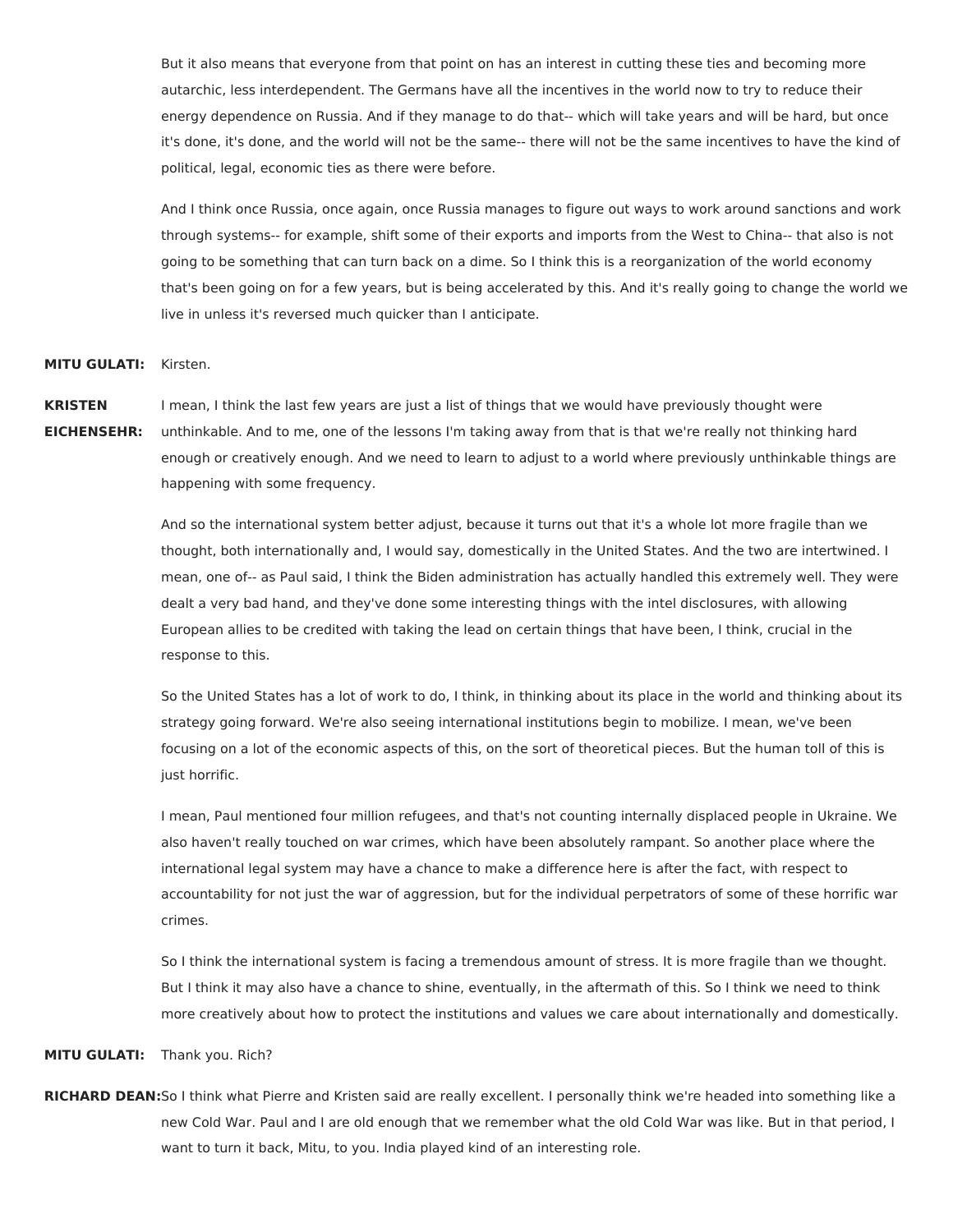But it also means that everyone from that point on has an interest in cutting these ties and becoming more autarchic, less interdependent. The Germans have all the incentives in the world now to try to reduce their energy dependence on Russia. And if they manage to do that-- which will take years and will be hard, but once it's done, it's done, and the world will not be the same-- there will not be the same incentives to have the kind of political, legal, economic ties as there were before.

And I think once Russia, once again, once Russia manages to figure out ways to work around sanctions and work through systems-- for example, shift some of their exports and imports from the West to China-- that also is not going to be something that can turn back on a dime. So I think this is a reorganization of the world economy that's been going on for a few years, but is being accelerated by this. And it's really going to change the world we live in unless it's reversed much quicker than I anticipate.

**MITU GULATI:** Kirsten.

**KRISTEN EICHENSEHR:** I mean, I think the last few years are just a list of things that we would have previously thought were unthinkable. And to me, one of the lessons I'm taking away from that is that we're really not thinking hard enough or creatively enough. And we need to learn to adjust to a world where previously unthinkable things are happening with some frequency.

And so the international system better adjust, because it turns out that it's a whole lot more fragile than we thought, both internationally and, I would say, domestically in the United States. And the two are intertwined. I mean, one of-- as Paul said, I think the Biden administration has actually handled this extremely well. They were dealt a very bad hand, and they've done some interesting things with the intel disclosures, with allowing European allies to be credited with taking the lead on certain things that have been, I think, crucial in the response to this.

So the United States has a lot of work to do, I think, in thinking about its place in the world and thinking about its strategy going forward. We're also seeing international institutions begin to mobilize. I mean, we've been focusing on a lot of the economic aspects of this, on the sort of theoretical pieces. But the human toll of this is just horrific.

I mean, Paul mentioned four million refugees, and that's not counting internally displaced people in Ukraine. We also haven't really touched on war crimes, which have been absolutely rampant. So another place where the international legal system may have a chance to make a difference here is after the fact, with respect to accountability for not just the war of aggression, but for the individual perpetrators of some of these horrific war crimes.

So I think the international system is facing a tremendous amount of stress. It is more fragile than we thought. But I think it may also have a chance to shine, eventually, in the aftermath of this. So I think we need to think more creatively about how to protect the institutions and values we care about internationally and domestically.

**MITU GULATI:** Thank you. Rich?

**RICHARD DEAN:** So I think what Pierre and Kristen said are really excellent. I personally think we're headed into something like a new Cold War. Paul and I are old enough that we remember what the old Cold War was like. But in that period, I want to turn it back, Mitu, to you. India played kind of an interesting role.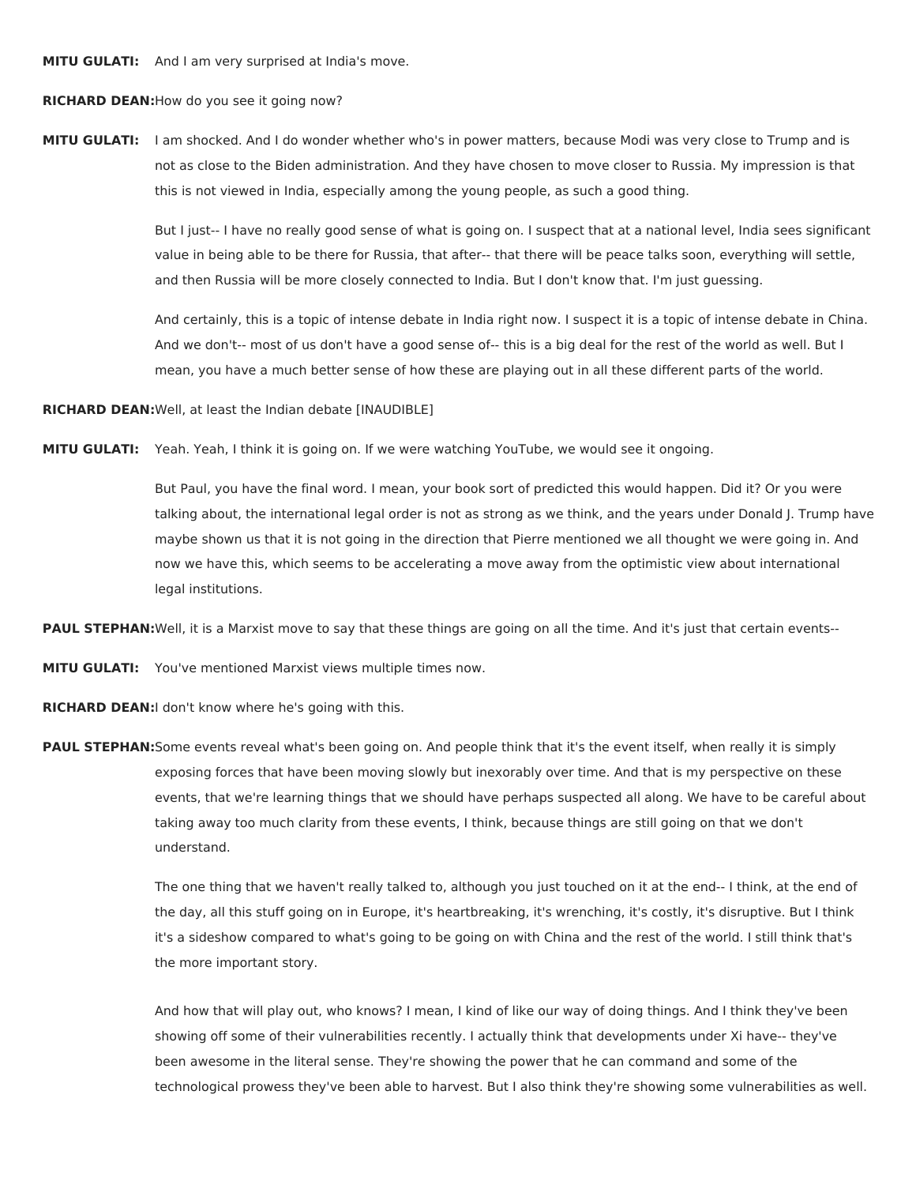**MITU GULATI:** And I am very surprised at India's move.

**RICHARD DEAN:** How do you see it going now?

**MITU GULATI:** I am shocked. And I do wonder whether who's in power matters, because Modi was very close to Trump and is not as close to the Biden administration. And they have chosen to move closer to Russia. My impression is that this is not viewed in India, especially among the young people, as such a good thing.

But I just-- I have no really good sense of what is going on. I suspect that at a national level, India sees significant value in being able to be there for Russia, that after-- that there will be peace talks soon, everything will settle, and then Russia will be more closely connected to India. But I don't know that. I'm just guessing.

And certainly, this is a topic of intense debate in India right now. I suspect it is a topic of intense debate in China. And we don't-- most of us don't have a good sense of-- this is a big deal for the rest of the world as well. But I mean, you have a much better sense of how these are playing out in all these different parts of the world.

**RICHARD DEAN:** Well, at least the Indian debate [INAUDIBLE]

**MITU GULATI:** Yeah. Yeah, I think it is going on. If we were watching YouTube, we would see it ongoing.

But Paul, you have the final word. I mean, your book sort of predicted this would happen. Did it? Or you were talking about, the international legal order is not as strong as we think, and the years under Donald J. Trump have maybe shown us that it is not going in the direction that Pierre mentioned we all thought we were going in. And now we have this, which seems to be accelerating a move away from the optimistic view about international legal institutions.

**PAUL STEPHAN:** Well, it is a Marxist move to say that these things are going on all the time. And it's just that certain events--

**MITU GULATI:** You've mentioned Marxist views multiple times now.

**RICHARD DEAN:** I don't know where he's going with this.

**PAUL STEPHAN:** Some events reveal what's been going on. And people think that it's the event itself, when really it is simply exposing forces that have been moving slowly but inexorably over time. And that is my perspective on these events, that we're learning things that we should have perhaps suspected all along. We have to be careful about taking away too much clarity from these events, I think, because things are still going on that we don't understand.

The one thing that we haven't really talked to, although you just touched on it at the end-- I think, at the end of the day, all this stuff going on in Europe, it's heartbreaking, it's wrenching, it's costly, it's disruptive. But I think it's a sideshow compared to what's going to be going on with China and the rest of the world. I still think that's the more important story.

And how that will play out, who knows? I mean, I kind of like our way of doing things. And I think they've been showing off some of their vulnerabilities recently. I actually think that developments under Xi have-- they've been awesome in the literal sense. They're showing the power that he can command and some of the technological prowess they've been able to harvest. But I also think they're showing some vulnerabilities as well.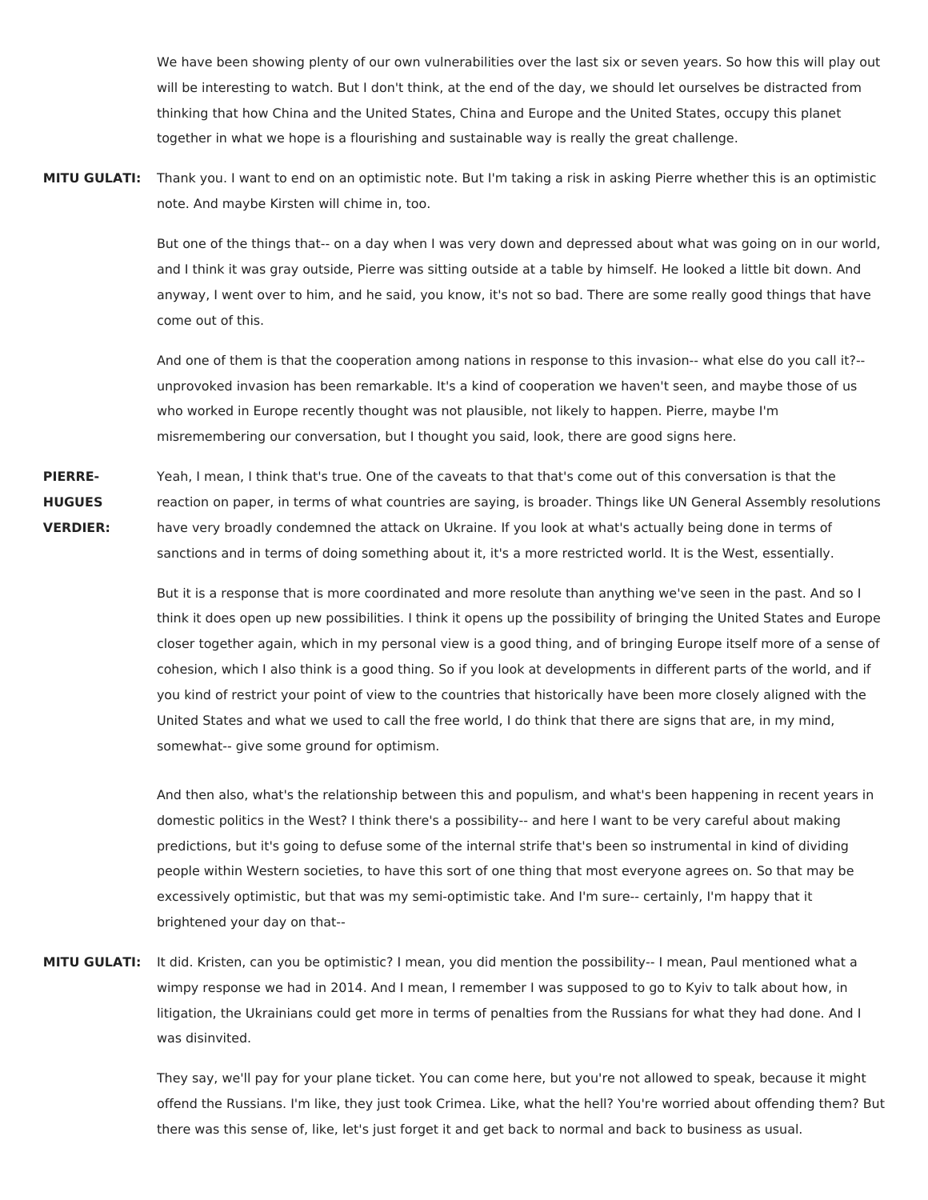We have been showing plenty of our own vulnerabilities over the last six or seven years. So how this will play out will be interesting to watch. But I don't think, at the end of the day, we should let ourselves be distracted from thinking that how China and the United States, China and Europe and the United States, occupy this planet together in what we hope is a flourishing and sustainable way is really the great challenge.

**MITU GULATI:** Thank you. I want to end on an optimistic note. But I'm taking a risk in asking Pierre whether this is an optimistic note. And maybe Kirsten will chime in, too.

But one of the things that-- on a day when I was very down and depressed about what was going on in our world, and I think it was gray outside, Pierre was sitting outside at a table by himself. He looked a little bit down. And anyway, I went over to him, and he said, you know, it's not so bad. There are some really good things that have come out of this.

And one of them is that the cooperation among nations in response to this invasion-- what else do you call it?-- unprovoked invasion has been remarkable. It's a kind of cooperation we haven't seen, and maybe those of us who worked in Europe recently thought was not plausible, not likely to happen. Pierre, maybe I'm misremembering our conversation, but I thought you said, look, there are good signs here.

**PIERRE-HUGUES VERDIER:** Yeah, I mean, I think that's true. One of the caveats to that that's come out of this conversation is that the reaction on paper, in terms of what countries are saying, is broader. Things like UN General Assembly resolutions have very broadly condemned the attack on Ukraine. If you look at what's actually being done in terms of sanctions and in terms of doing something about it, it's a more restricted world. It is the West, essentially.

But it is a response that is more coordinated and more resolute than anything we've seen in the past. And so I think it does open up new possibilities. I think it opens up the possibility of bringing the United States and Europe closer together again, which in my personal view is a good thing, and of bringing Europe itself more of a sense of cohesion, which I also think is a good thing. So if you look at developments in different parts of the world, and if you kind of restrict your point of view to the countries that historically have been more closely aligned with the United States and what we used to call the free world, I do think that there are signs that are, in my mind, somewhat-- give some ground for optimism.

And then also, what's the relationship between this and populism, and what's been happening in recent years in domestic politics in the West? I think there's a possibility-- and here I want to be very careful about making predictions, but it's going to defuse some of the internal strife that's been so instrumental in kind of dividing people within Western societies, to have this sort of one thing that most everyone agrees on. So that may be excessively optimistic, but that was my semi-optimistic take. And I'm sure-- certainly, I'm happy that it brightened your day on that--

**MITU GULATI:** It did. Kristen, can you be optimistic? I mean, you did mention the possibility-- I mean, Paul mentioned what a wimpy response we had in 2014. And I mean, I remember I was supposed to go to Kyiv to talk about how, in litigation, the Ukrainians could get more in terms of penalties from the Russians for what they had done. And I was disinvited.

They say, we'll pay for your plane ticket. You can come here, but you're not allowed to speak, because it might offend the Russians. I'm like, they just took Crimea. Like, what the hell? You're worried about offending them? But there was this sense of, like, let's just forget it and get back to normal and back to business as usual.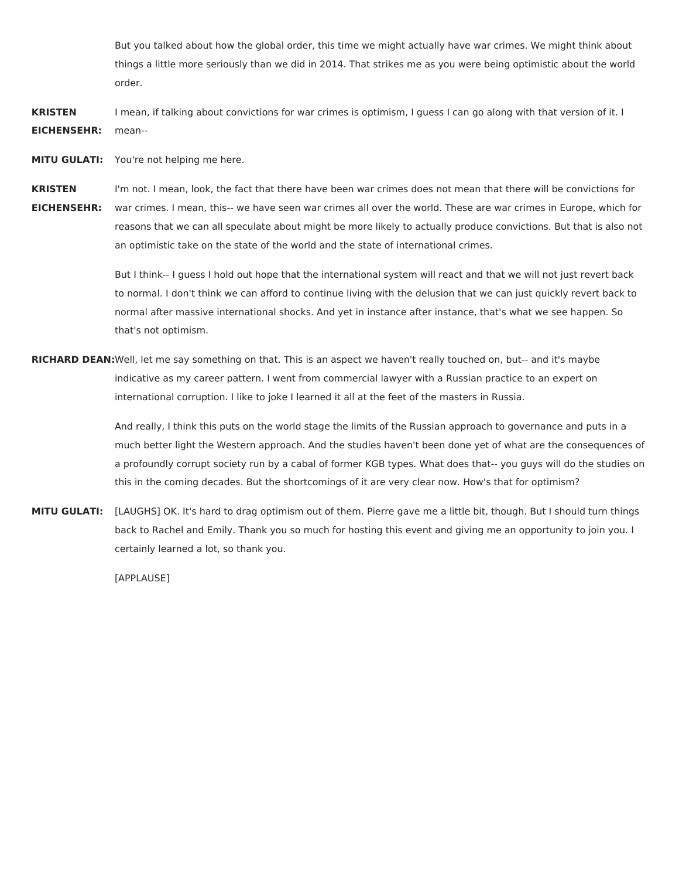But you talked about how the global order, this time we might actually have war crimes. We might think about things a little more seriously than we did in 2014. That strikes me as you were being optimistic about the world order.

**KRISTEN EICHENSEHR:** I mean, if talking about convictions for war crimes is optimism, I guess I can go along with that version of it. I mean--

**MITU GULATI:** You're not helping me here.

**KRISTEN EICHENSEHR:** I'm not. I mean, look, the fact that there have been war crimes does not mean that there will be convictions for war crimes. I mean, this-- we have seen war crimes all over the world. These are war crimes in Europe, which for reasons that we can all speculate about might be more likely to actually produce convictions. But that is also not an optimistic take on the state of the world and the state of international crimes.

But I think-- I guess I hold out hope that the international system will react and that we will not just revert back to normal. I don't think we can afford to continue living with the delusion that we can just quickly revert back to normal after massive international shocks. And yet in instance after instance, that's what we see happen. So that's not optimism.

**RICHARD DEAN:** Well, let me say something on that. This is an aspect we haven't really touched on, but-- and it's maybe indicative as my career pattern. I went from commercial lawyer with a Russian practice to an expert on international corruption. I like to joke I learned it all at the feet of the masters in Russia.

And really, I think this puts on the world stage the limits of the Russian approach to governance and puts in a much better light the Western approach. And the studies haven't been done yet of what are the consequences of a profoundly corrupt society run by a cabal of former KGB types. What does that-- you guys will do the studies on this in the coming decades. But the shortcomings of it are very clear now. How's that for optimism?

**MITU GULATI:** [LAUGHS] OK. It's hard to drag optimism out of them. Pierre gave me a little bit, though. But I should turn things back to Rachel and Emily. Thank you so much for hosting this event and giving me an opportunity to join you. I certainly learned a lot, so thank you.

[APPLAUSE]